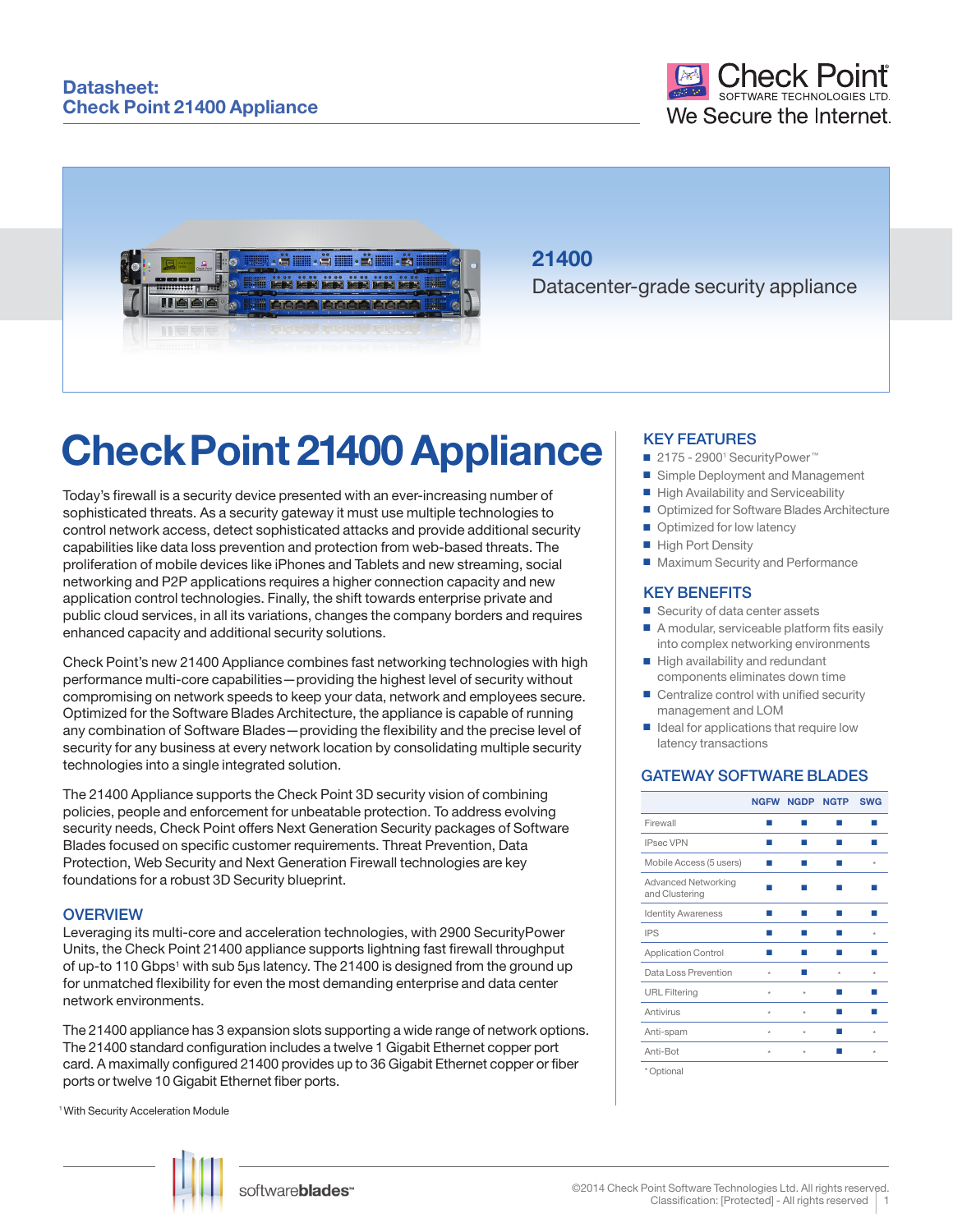Datasheet:
Check Point 21400 Appliance

Check Point SOFTWARE TECHNOLOGIES LTD.
We Secure the Internet.

## 21400

Datacenter-grade security appliance

# Check Point 21400 Appliance

Today's firewall is a security device presented with an ever-increasing number of sophisticated threats. As a security gateway it must use multiple technologies to control network access, detect sophisticated attacks and provide additional security capabilities like data loss prevention and protection from web-based threats. The proliferation of mobile devices like iPhones and Tablets and new streaming, social networking and P2P applications requires a higher connection capacity and new application control technologies. Finally, the shift towards enterprise private and public cloud services, in all its variations, changes the company borders and requires enhanced capacity and additional security solutions.

Check Point's new 21400 Appliance combines fast networking technologies with high performance multi-core capabilities—providing the highest level of security without compromising on network speeds to keep your data, network and employees secure. Optimized for the Software Blades Architecture, the appliance is capable of running any combination of Software Blades—providing the flexibility and the precise level of security for any business at every network location by consolidating multiple security technologies into a single integrated solution.

The 21400 Appliance supports the Check Point 3D security vision of combining policies, people and enforcement for unbeatable protection. To address evolving security needs, Check Point offers Next Generation Security packages of Software Blades focused on specific customer requirements. Threat Prevention, Data Protection, Web Security and Next Generation Firewall technologies are key foundations for a robust 3D Security blueprint.

## OVERVIEW

Leveraging its multi-core and acceleration technologies, with 2900 SecurityPower Units, the Check Point 21400 appliance supports lightning fast firewall throughput of up-to 110 Gbps[1] with sub 5μs latency. The 21400 is designed from the ground up for unmatched flexibility for even the most demanding enterprise and data center network environments.

The 21400 appliance has 3 expansion slots supporting a wide range of network options. The 21400 standard configuration includes a twelve 1 Gigabit Ethernet copper port card. A maximally configured 21400 provides up to 36 Gigabit Ethernet copper or fiber ports or twelve 10 Gigabit Ethernet fiber ports.

[1] With Security Acceleration Module

## KEY FEATURES

- 2175 - 2900[1] SecurityPower™
- Simple Deployment and Management
- High Availability and Serviceability
- Optimized for Software Blades Architecture
- Optimized for low latency
- High Port Density
- Maximum Security and Performance

## KEY BENEFITS

- Security of data center assets
- A modular, serviceable platform fits easily into complex networking environments
- High availability and redundant components eliminates down time
- Centralize control with unified security management and LOM
- Ideal for applications that require low latency transactions

## GATEWAY SOFTWARE BLADES

| | NGFW | NGDP | NGTP | SWG |
|---|---|---|---|---|
| Firewall | ■ | ■ | ■ | ■ |
| IPsec VPN | ■ | ■ | ■ | ■ |
| Mobile Access (5 users) | ■ | ■ | ■ | * |
| Advanced Networking and Clustering | ■ | ■ | ■ | ■ |
| Identity Awareness | ■ | ■ | ■ | ■ |
| IPS | ■ | ■ | ■ | * |
| Application Control | ■ | ■ | ■ | ■ |
| Data Loss Prevention | * | ■ | * | * |
| URL Filtering | * | * | ■ | ■ |
| Antivirus | * | * | ■ | ■ |
| Anti-spam | * | * | ■ | * |
| Anti-Bot | * | * | ■ | * |

* Optional

softwareblades™

©2014 Check Point Software Technologies Ltd. All rights reserved.
Classification: [Protected] - All rights reserved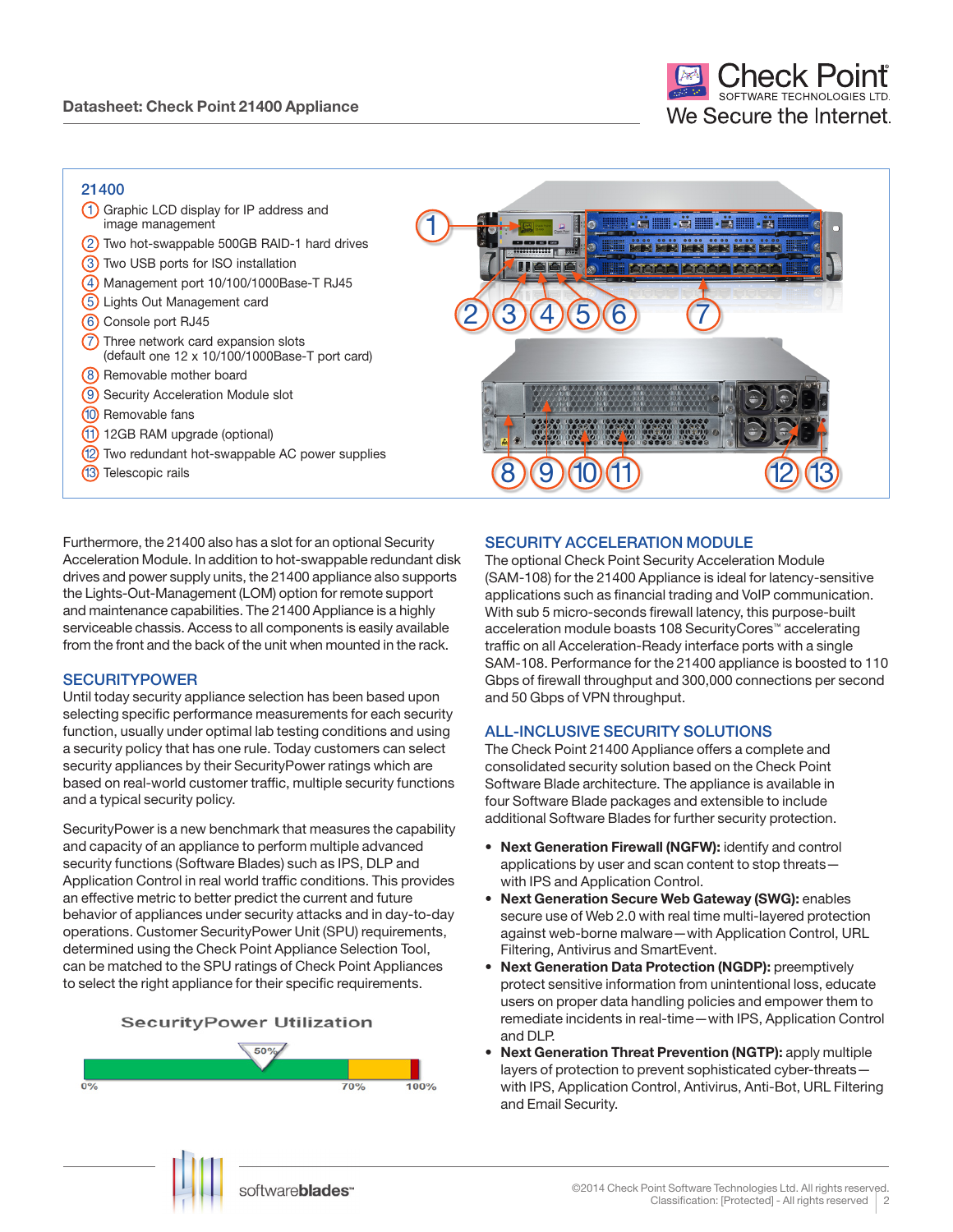## 21400

1. Graphic LCD display for IP address and image management
2. Two hot-swappable 500GB RAID-1 hard drives
3. Two USB ports for ISO installation
4. Management port 10/100/1000Base-T RJ45
5. Lights Out Management card
6. Console port RJ45
7. Three network card expansion slots (default one 12 x 10/100/1000Base-T port card)
8. Removable mother board
9. Security Acceleration Module slot
10. Removable fans
11. 12GB RAM upgrade (optional)
12. Two redundant hot-swappable AC power supplies
13. Telescopic rails

Furthermore, the 21400 also has a slot for an optional Security Acceleration Module. In addition to hot-swappable redundant disk drives and power supply units, the 21400 appliance also supports the Lights-Out-Management (LOM) option for remote support and maintenance capabilities. The 21400 Appliance is a highly serviceable chassis. Access to all components is easily available from the front and the back of the unit when mounted in the rack.

## SECURITYPOWER

Until today security appliance selection has been based upon selecting specific performance measurements for each security function, usually under optimal lab testing conditions and using a security policy that has one rule. Today customers can select security appliances by their SecurityPower ratings which are based on real-world customer traffic, multiple security functions and a typical security policy.

SecurityPower is a new benchmark that measures the capability and capacity of an appliance to perform multiple advanced security functions (Software Blades) such as IPS, DLP and Application Control in real world traffic conditions. This provides an effective metric to better predict the current and future behavior of appliances under security attacks and in day-to-day operations. Customer SecurityPower Unit (SPU) requirements, determined using the Check Point Appliance Selection Tool, can be matched to the SPU ratings of Check Point Appliances to select the right appliance for their specific requirements.

SecurityPower Utilization

0% 50% 70% 100%

## SECURITY ACCELERATION MODULE

The optional Check Point Security Acceleration Module (SAM-108) for the 21400 Appliance is ideal for latency-sensitive applications such as financial trading and VoIP communication. With sub 5 micro-seconds firewall latency, this purpose-built acceleration module boasts 108 SecurityCores™ accelerating traffic on all Acceleration-Ready interface ports with a single SAM-108. Performance for the 21400 appliance is boosted to 110 Gbps of firewall throughput and 300,000 connections per second and 50 Gbps of VPN throughput.

## ALL-INCLUSIVE SECURITY SOLUTIONS

The Check Point 21400 Appliance offers a complete and consolidated security solution based on the Check Point Software Blade architecture. The appliance is available in four Software Blade packages and extensible to include additional Software Blades for further security protection.

- **Next Generation Firewall (NGFW):** identify and control applications by user and scan content to stop threats—with IPS and Application Control.
- **Next Generation Secure Web Gateway (SWG):** enables secure use of Web 2.0 with real time multi-layered protection against web-borne malware—with Application Control, URL Filtering, Antivirus and SmartEvent.
- **Next Generation Data Protection (NGDP):** preemptively protect sensitive information from unintentional loss, educate users on proper data handling policies and empower them to remediate incidents in real-time—with IPS, Application Control and DLP.
- **Next Generation Threat Prevention (NGTP):** apply multiple layers of protection to prevent sophisticated cyber-threats—with IPS, Application Control, Antivirus, Anti-Bot, URL Filtering and Email Security.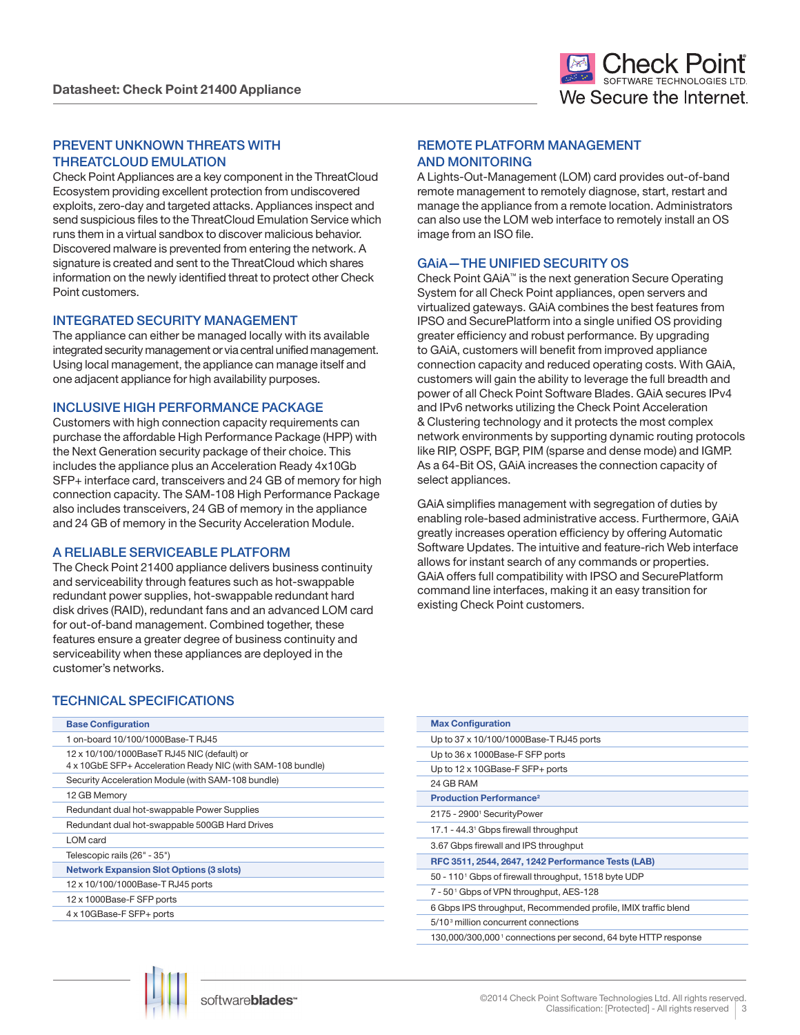## PREVENT UNKNOWN THREATS WITH THREATCLOUD EMULATION

Check Point Appliances are a key component in the ThreatCloud Ecosystem providing excellent protection from undiscovered exploits, zero-day and targeted attacks. Appliances inspect and send suspicious files to the ThreatCloud Emulation Service which runs them in a virtual sandbox to discover malicious behavior. Discovered malware is prevented from entering the network. A signature is created and sent to the ThreatCloud which shares information on the newly identified threat to protect other Check Point customers.

## INTEGRATED SECURITY MANAGEMENT

The appliance can either be managed locally with its available integrated security management or via central unified management. Using local management, the appliance can manage itself and one adjacent appliance for high availability purposes.

## INCLUSIVE HIGH PERFORMANCE PACKAGE

Customers with high connection capacity requirements can purchase the affordable High Performance Package (HPP) with the Next Generation security package of their choice. This includes the appliance plus an Acceleration Ready 4x10Gb SFP+ interface card, transceivers and 24 GB of memory for high connection capacity. The SAM-108 High Performance Package also includes transceivers, 24 GB of memory in the appliance and 24 GB of memory in the Security Acceleration Module.

## A RELIABLE SERVICEABLE PLATFORM

The Check Point 21400 appliance delivers business continuity and serviceability through features such as hot-swappable redundant power supplies, hot-swappable redundant hard disk drives (RAID), redundant fans and an advanced LOM card for out-of-band management. Combined together, these features ensure a greater degree of business continuity and serviceability when these appliances are deployed in the customer's networks.

## REMOTE PLATFORM MANAGEMENT AND MONITORING

A Lights-Out-Management (LOM) card provides out-of-band remote management to remotely diagnose, start, restart and manage the appliance from a remote location. Administrators can also use the LOM web interface to remotely install an OS image from an ISO file.

## GAiA—THE UNIFIED SECURITY OS

Check Point GAiA™ is the next generation Secure Operating System for all Check Point appliances, open servers and virtualized gateways. GAiA combines the best features from IPSO and SecurePlatform into a single unified OS providing greater efficiency and robust performance. By upgrading to GAiA, customers will benefit from improved appliance connection capacity and reduced operating costs. With GAiA, customers will gain the ability to leverage the full breadth and power of all Check Point Software Blades. GAiA secures IPv4 and IPv6 networks utilizing the Check Point Acceleration & Clustering technology and it protects the most complex network environments by supporting dynamic routing protocols like RIP, OSPF, BGP, PIM (sparse and dense mode) and IGMP. As a 64-Bit OS, GAiA increases the connection capacity of select appliances.

GAiA simplifies management with segregation of duties by enabling role-based administrative access. Furthermore, GAiA greatly increases operation efficiency by offering Automatic Software Updates. The intuitive and feature-rich Web interface allows for instant search of any commands or properties. GAiA offers full compatibility with IPSO and SecurePlatform command line interfaces, making it an easy transition for existing Check Point customers.

## TECHNICAL SPECIFICATIONS

| Base Configuration |
|---|
| 1 on-board 10/100/1000Base-T RJ45 |
| 12 x 10/100/1000BaseT RJ45 NIC (default) or 4 x 10GbE SFP+ Acceleration Ready NIC (with SAM-108 bundle) |
| Security Acceleration Module (with SAM-108 bundle) |
| 12 GB Memory |
| Redundant dual hot-swappable Power Supplies |
| Redundant dual hot-swappable 500GB Hard Drives |
| LOM card |
| Telescopic rails (26" - 35") |
| **Network Expansion Slot Options (3 slots)** |
| 12 x 10/100/1000Base-T RJ45 ports |
| 12 x 1000Base-F SFP ports |
| 4 x 10GBase-F SFP+ ports |

| Max Configuration |
|---|
| Up to 37 x 10/100/1000Base-T RJ45 ports |
| Up to 36 x 1000Base-F SFP ports |
| Up to 12 x 10GBase-F SFP+ ports |
| 24 GB RAM |
| **Production Performance[2]** |
| 2175 - 2900[1] SecurityPower |
| 17.1 - 44.3[1] Gbps firewall throughput |
| 3.67 Gbps firewall and IPS throughput |
| **RFC 3511, 2544, 2647, 1242 Performance Tests (LAB)** |
| 50 - 110[1] Gbps of firewall throughput, 1518 byte UDP |
| 7 - 50[1] Gbps of VPN throughput, AES-128 |
| 6 Gbps IPS throughput, Recommended profile, IMIX traffic blend |
| 5/10[3] million concurrent connections |
| 130,000/300,000[1] connections per second, 64 byte HTTP response |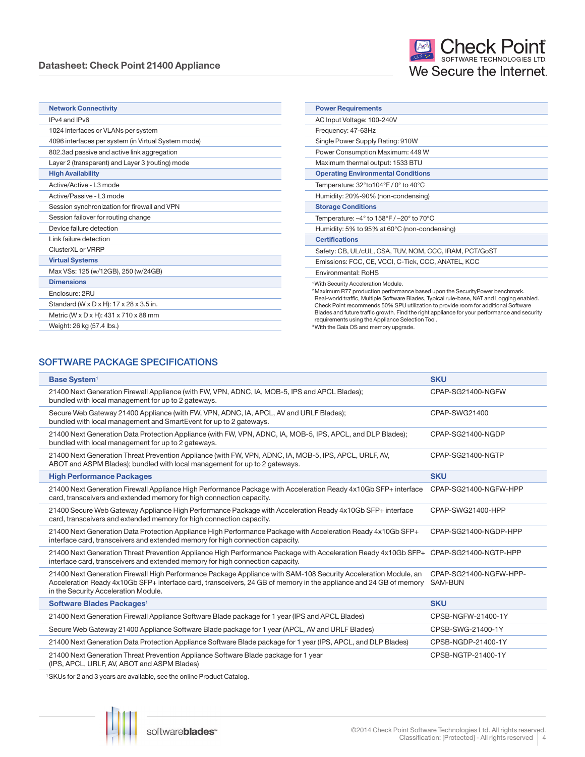| Network Connectivity |
|---|
| IPv4 and IPv6 |
| 1024 interfaces or VLANs per system |
| 4096 interfaces per system (in Virtual System mode) |
| 802.3ad passive and active link aggregation |
| Layer 2 (transparent) and Layer 3 (routing) mode |
| **High Availability** |
| Active/Active - L3 mode |
| Active/Passive - L3 mode |
| Session synchronization for firewall and VPN |
| Session failover for routing change |
| Device failure detection |
| Link failure detection |
| ClusterXL or VRRP |
| **Virtual Systems** |
| Max VSs: 125 (w/12GB), 250 (w/24GB) |
| **Dimensions** |
| Enclosure: 2RU |
| Standard (W x D x H): 17 x 28 x 3.5 in. |
| Metric (W x D x H): 431 x 710 x 88 mm |
| Weight: 26 kg (57.4 lbs.) |

| Power Requirements |
|---|
| AC Input Voltage: 100-240V |
| Frequency: 47-63Hz |
| Single Power Supply Rating: 910W |
| Power Consumption Maximum: 449 W |
| Maximum thermal output: 1533 BTU |
| **Operating Environmental Conditions** |
| Temperature: 32°to104°F / 0° to 40°C |
| Humidity: 20%-90% (non-condensing) |
| **Storage Conditions** |
| Temperature: –4° to 158°F / –20° to 70°C |
| Humidity: 5% to 95% at 60°C (non-condensing) |
| **Certifications** |
| Safety: CB, UL/cUL, CSA, TUV, NOM, CCC, IRAM, PCT/GoST |
| Emissions: FCC, CE, VCCI, C-Tick, CCC, ANATEL, KCC |
| Environmental: RoHS |

[1] With Security Acceleration Module.
[2] Maximum R77 production performance based upon the SecurityPower benchmark. Real-world traffic, Multiple Software Blades, Typical rule-base, NAT and Logging enabled. Check Point recommends 50% SPU utilization to provide room for additional Software Blades and future traffic growth. Find the right appliance for your performance and security requirements using the Appliance Selection Tool.
[3] With the Gaia OS and memory upgrade.

## SOFTWARE PACKAGE SPECIFICATIONS

| Base System[1] | SKU |
|---|---|
| 21400 Next Generation Firewall Appliance (with FW, VPN, ADNC, IA, MOB-5, IPS and APCL Blades); bundled with local management for up to 2 gateways. | CPAP-SG21400-NGFW |
| Secure Web Gateway 21400 Appliance (with FW, VPN, ADNC, IA, APCL, AV and URLF Blades); bundled with local management and SmartEvent for up to 2 gateways. | CPAP-SWG21400 |
| 21400 Next Generation Data Protection Appliance (with FW, VPN, ADNC, IA, MOB-5, IPS, APCL, and DLP Blades); bundled with local management for up to 2 gateways. | CPAP-SG21400-NGDP |
| 21400 Next Generation Threat Prevention Appliance (with FW, VPN, ADNC, IA, MOB-5, IPS, APCL, URLF, AV, ABOT and ASPM Blades); bundled with local management for up to 2 gateways. | CPAP-SG21400-NGTP |
| **High Performance Packages** | **SKU** |
| 21400 Next Generation Firewall Appliance High Performance Package with Acceleration Ready 4x10Gb SFP+ interface card, transceivers and extended memory for high connection capacity. | CPAP-SG21400-NGFW-HPP |
| 21400 Secure Web Gateway Appliance High Performance Package with Acceleration Ready 4x10Gb SFP+ interface card, transceivers and extended memory for high connection capacity. | CPAP-SWG21400-HPP |
| 21400 Next Generation Data Protection Appliance High Performance Package with Acceleration Ready 4x10Gb SFP+ interface card, transceivers and extended memory for high connection capacity. | CPAP-SG21400-NGDP-HPP |
| 21400 Next Generation Threat Prevention Appliance High Performance Package with Acceleration Ready 4x10Gb SFP+ interface card, transceivers and extended memory for high connection capacity. | CPAP-SG21400-NGTP-HPP |
| 21400 Next Generation Firewall High Performance Package Appliance with SAM-108 Security Acceleration Module, an Acceleration Ready 4x10Gb SFP+ interface card, transceivers, 24 GB of memory in the appliance and 24 GB of memory in the Security Acceleration Module. | CPAP-SG21400-NGFW-HPP-SAM-BUN |
| **Software Blades Packages[1]** | **SKU** |
| 21400 Next Generation Firewall Appliance Software Blade package for 1 year (IPS and APCL Blades) | CPSB-NGFW-21400-1Y |
| Secure Web Gateway 21400 Appliance Software Blade package for 1 year (APCL, AV and URLF Blades) | CPSB-SWG-21400-1Y |
| 21400 Next Generation Data Protection Appliance Software Blade package for 1 year (IPS, APCL, and DLP Blades) | CPSB-NGDP-21400-1Y |
| 21400 Next Generation Threat Prevention Appliance Software Blade package for 1 year (IPS, APCL, URLF, AV, ABOT and ASPM Blades) | CPSB-NGTP-21400-1Y |

[1] SKUs for 2 and 3 years are available, see the online Product Catalog.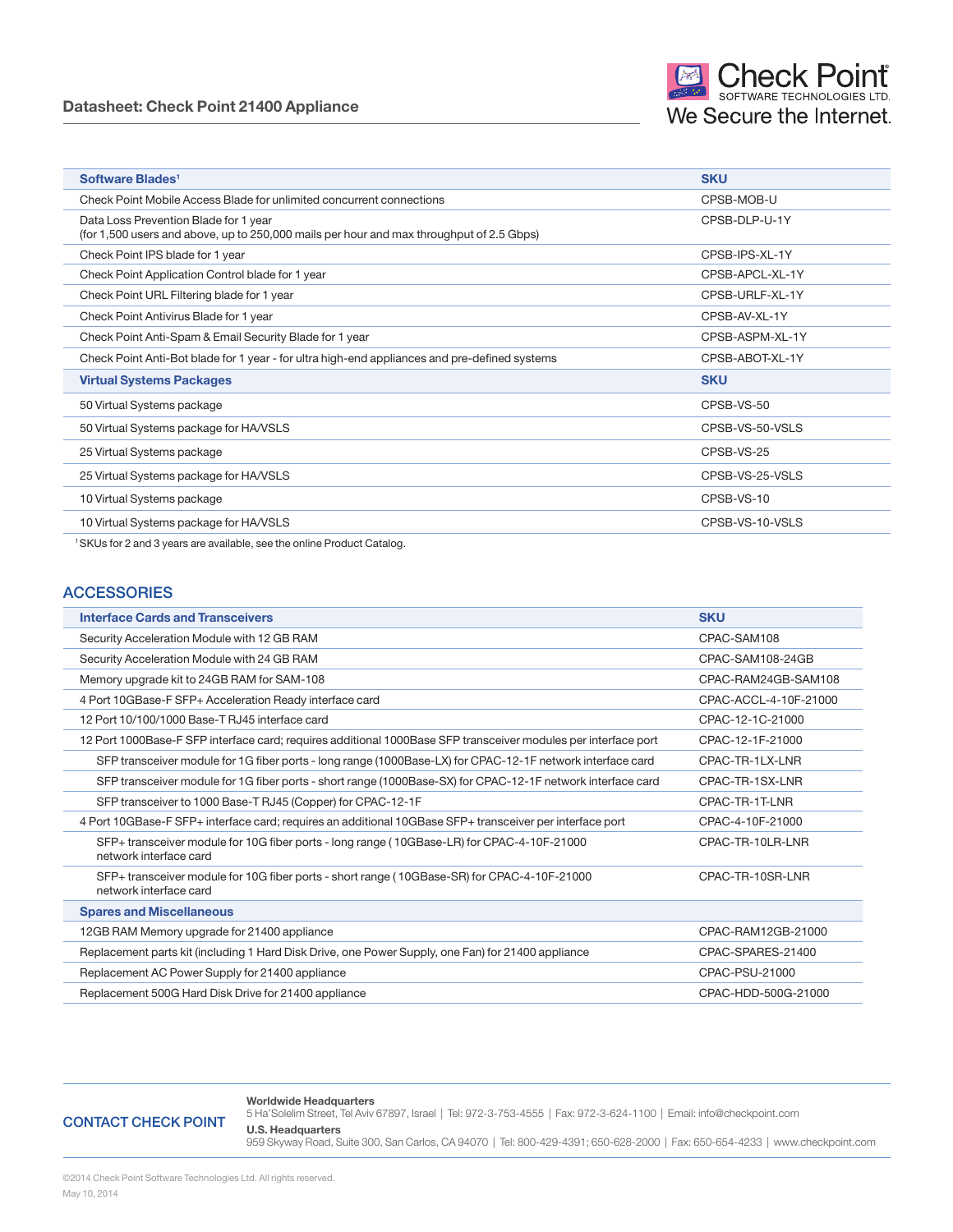| Software Blades[1] | SKU |
|---|---|
| Check Point Mobile Access Blade for unlimited concurrent connections | CPSB-MOB-U |
| Data Loss Prevention Blade for 1 year (for 1,500 users and above, up to 250,000 mails per hour and max throughput of 2.5 Gbps) | CPSB-DLP-U-1Y |
| Check Point IPS blade for 1 year | CPSB-IPS-XL-1Y |
| Check Point Application Control blade for 1 year | CPSB-APCL-XL-1Y |
| Check Point URL Filtering blade for 1 year | CPSB-URLF-XL-1Y |
| Check Point Antivirus Blade for 1 year | CPSB-AV-XL-1Y |
| Check Point Anti-Spam & Email Security Blade for 1 year | CPSB-ASPM-XL-1Y |
| Check Point Anti-Bot blade for 1 year - for ultra high-end appliances and pre-defined systems | CPSB-ABOT-XL-1Y |
| **Virtual Systems Packages** | **SKU** |
| 50 Virtual Systems package | CPSB-VS-50 |
| 50 Virtual Systems package for HA/VSLS | CPSB-VS-50-VSLS |
| 25 Virtual Systems package | CPSB-VS-25 |
| 25 Virtual Systems package for HA/VSLS | CPSB-VS-25-VSLS |
| 10 Virtual Systems package | CPSB-VS-10 |
| 10 Virtual Systems package for HA/VSLS | CPSB-VS-10-VSLS |

[1] SKUs for 2 and 3 years are available, see the online Product Catalog.

## ACCESSORIES

| Interface Cards and Transceivers | SKU |
|---|---|
| Security Acceleration Module with 12 GB RAM | CPAC-SAM108 |
| Security Acceleration Module with 24 GB RAM | CPAC-SAM108-24GB |
| Memory upgrade kit to 24GB RAM for SAM-108 | CPAC-RAM24GB-SAM108 |
| 4 Port 10GBase-F SFP+ Acceleration Ready interface card | CPAC-ACCL-4-10F-21000 |
| 12 Port 10/100/1000 Base-T RJ45 interface card | CPAC-12-1C-21000 |
| 12 Port 1000Base-F SFP interface card; requires additional 1000Base SFP transceiver modules per interface port | CPAC-12-1F-21000 |
| SFP transceiver module for 1G fiber ports - long range (1000Base-LX) for CPAC-12-1F network interface card | CPAC-TR-1LX-LNR |
| SFP transceiver module for 1G fiber ports - short range (1000Base-SX) for CPAC-12-1F network interface card | CPAC-TR-1SX-LNR |
| SFP transceiver to 1000 Base-T RJ45 (Copper) for CPAC-12-1F | CPAC-TR-1T-LNR |
| 4 Port 10GBase-F SFP+ interface card; requires an additional 10GBase SFP+ transceiver per interface port | CPAC-4-10F-21000 |
| SFP+ transceiver module for 10G fiber ports - long range ( 10GBase-LR) for CPAC-4-10F-21000 network interface card | CPAC-TR-10LR-LNR |
| SFP+ transceiver module for 10G fiber ports - short range ( 10GBase-SR) for CPAC-4-10F-21000 network interface card | CPAC-TR-10SR-LNR |
| **Spares and Miscellaneous** | |
| 12GB RAM Memory upgrade for 21400 appliance | CPAC-RAM12GB-21000 |
| Replacement parts kit (including 1 Hard Disk Drive, one Power Supply, one Fan) for 21400 appliance | CPAC-SPARES-21400 |
| Replacement AC Power Supply for 21400 appliance | CPAC-PSU-21000 |
| Replacement 500G Hard Disk Drive for 21400 appliance | CPAC-HDD-500G-21000 |

## CONTACT CHECK POINT

**Worldwide Headquarters**
5 Ha'Solelim Street, Tel Aviv 67897, Israel | Tel: 972-3-753-4555 | Fax: 972-3-624-1100 | Email: info@checkpoint.com

**U.S. Headquarters**
959 Skyway Road, Suite 300, San Carlos, CA 94070 | Tel: 800-429-4391; 650-628-2000 | Fax: 650-654-4233 | www.checkpoint.com

©2014 Check Point Software Technologies Ltd. All rights reserved.
May 10, 2014